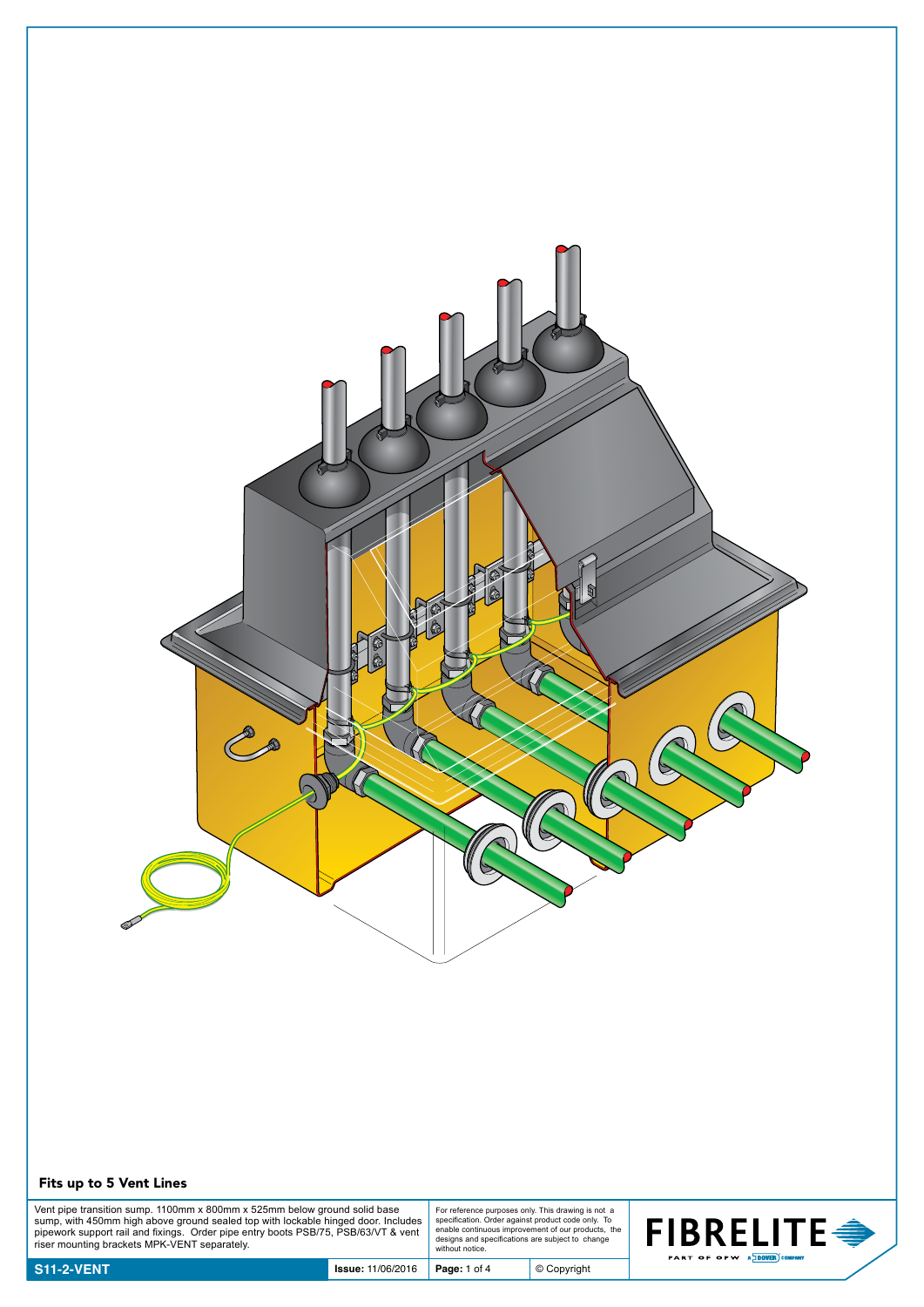## Fits up to 5 Vent Lines

Vent pipe transition sump. 1100mm x 800mm x 525mm below ground solid base sump, with 450mm high above ground sealed top with lockable hinged door. Includes pipework support rail and fixings. Order pipe entry boots PSB/75, PSB/63/VT & vent riser mounting brackets MPK-VENT separately.

For reference purposes only. This drawing is not a specification. Order against product code only. To enable continuous improvement of our products, the designs and specifications are subject to change without notice.

**S11-2-VENT** | **Issue:** 11/06/2016 | **Page:** 1 of 4 | © Copyright

FIBRELITE — PART OF OPW, A DOVER COMPANY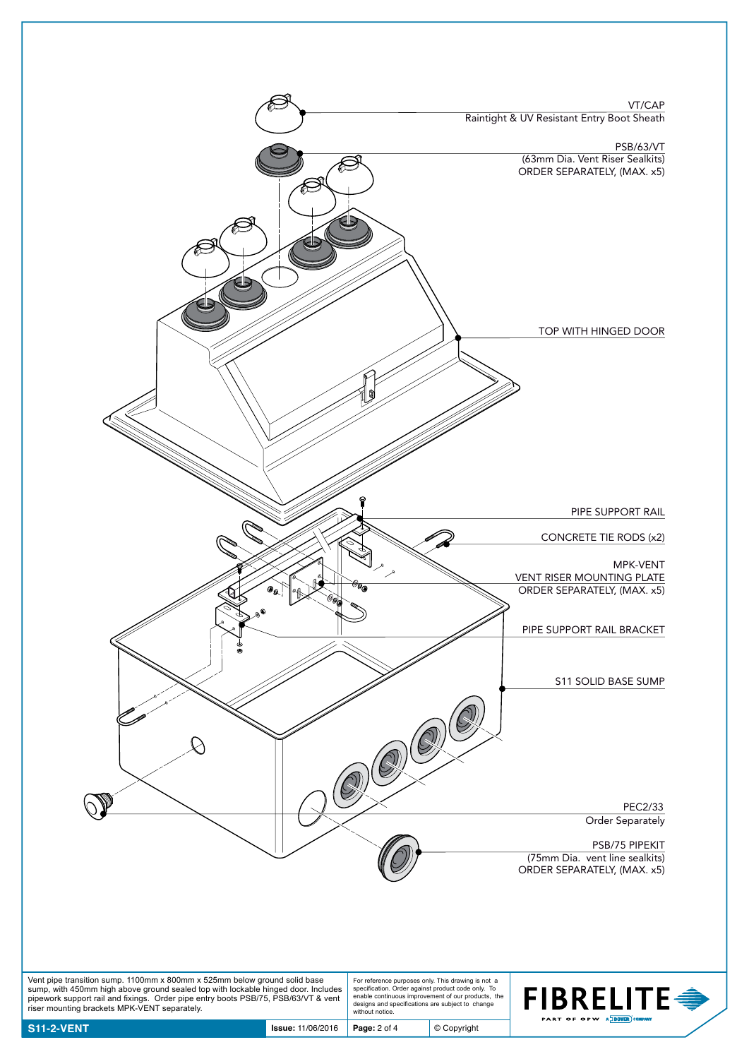VT/CAP
Raintight & UV Resistant Entry Boot Sheath

PSB/63/VT
(63mm Dia. Vent Riser Sealkits)
ORDER SEPARATELY, (MAX. x5)

TOP WITH HINGED DOOR

PIPE SUPPORT RAIL

CONCRETE TIE RODS (x2)

MPK-VENT
VENT RISER MOUNTING PLATE
ORDER SEPARATELY, (MAX. x5)

PIPE SUPPORT RAIL BRACKET

S11 SOLID BASE SUMP

PEC2/33
Order Separately

PSB/75 PIPEKIT
(75mm Dia. vent line sealkits)
ORDER SEPARATELY, (MAX. x5)

Vent pipe transition sump. 1100mm x 800mm x 525mm below ground solid base sump, with 450mm high above ground sealed top with lockable hinged door. Includes pipework support rail and fixings. Order pipe entry boots PSB/75, PSB/63/VT & vent riser mounting brackets MPK-VENT separately.

For reference purposes only. This drawing is not a specification. Order against product code only. To enable continuous improvement of our products, the designs and specifications are subject to change without notice.

**S11-2-VENT** | **Issue:** 11/06/2016 | © Copyright

FIBRELITE
PART OF OPW A DOVER COMPANY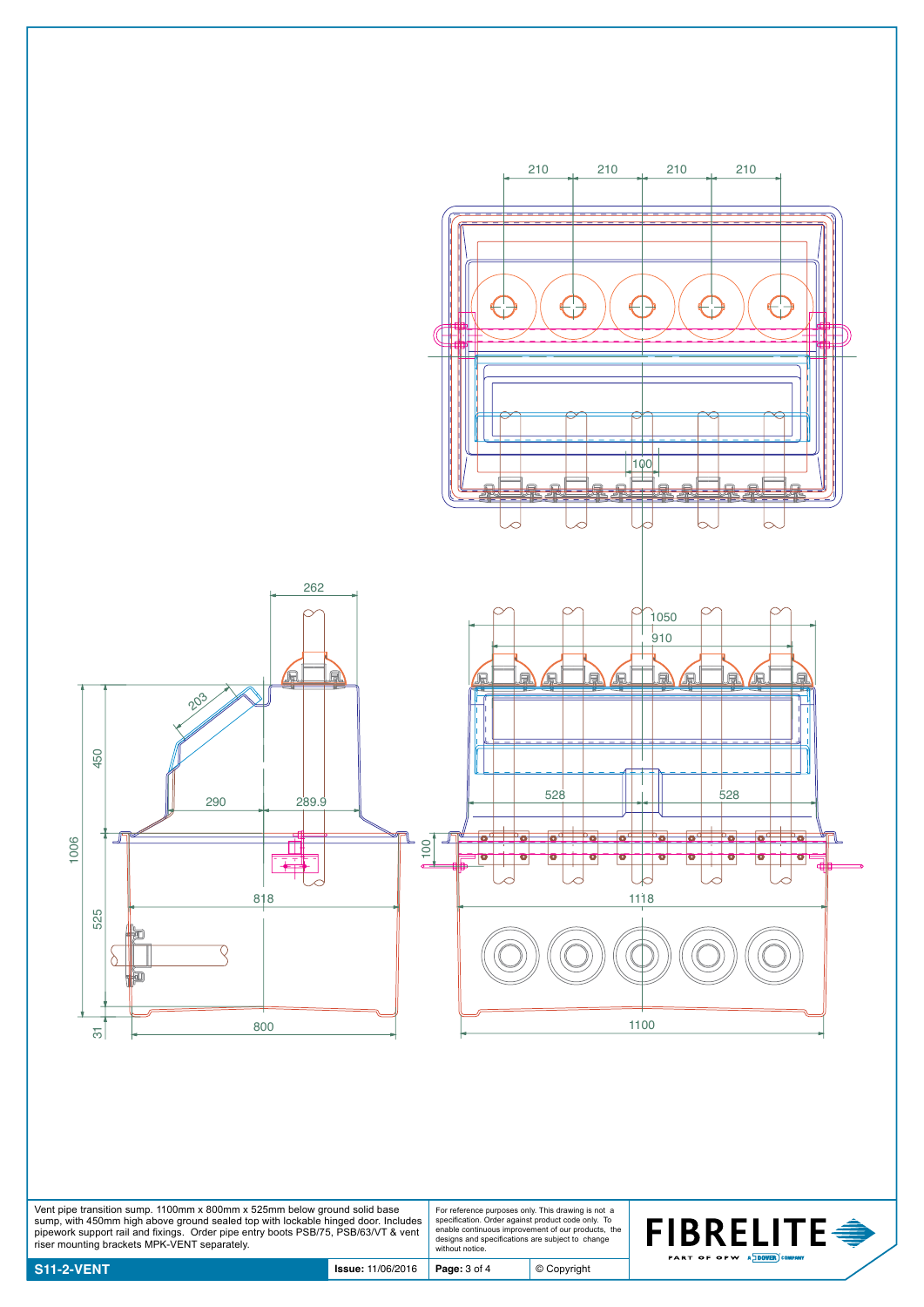210 210 210 210

100

262

1050

910

203

450

290

289.9

528 528

1006

100

818

1118

525

31

800

1100

Vent pipe transition sump. 1100mm x 800mm x 525mm below ground solid base sump, with 450mm high above ground sealed top with lockable hinged door. Includes pipework support rail and fixings. Order pipe entry boots PSB/75, PSB/63/VT & vent riser mounting brackets MPK-VENT separately.

For reference purposes only. This drawing is not a specification. Order against product code only. To enable continuous improvement of our products, the designs and specifications are subject to change without notice.

FIBRELITE
PART OF OPW A DOVER COMPANY

| **S11-2-VENT** | **Issue:** 11/06/2016 | **Page:** 3 of 4 | © Copyright |
|---|---|---|---|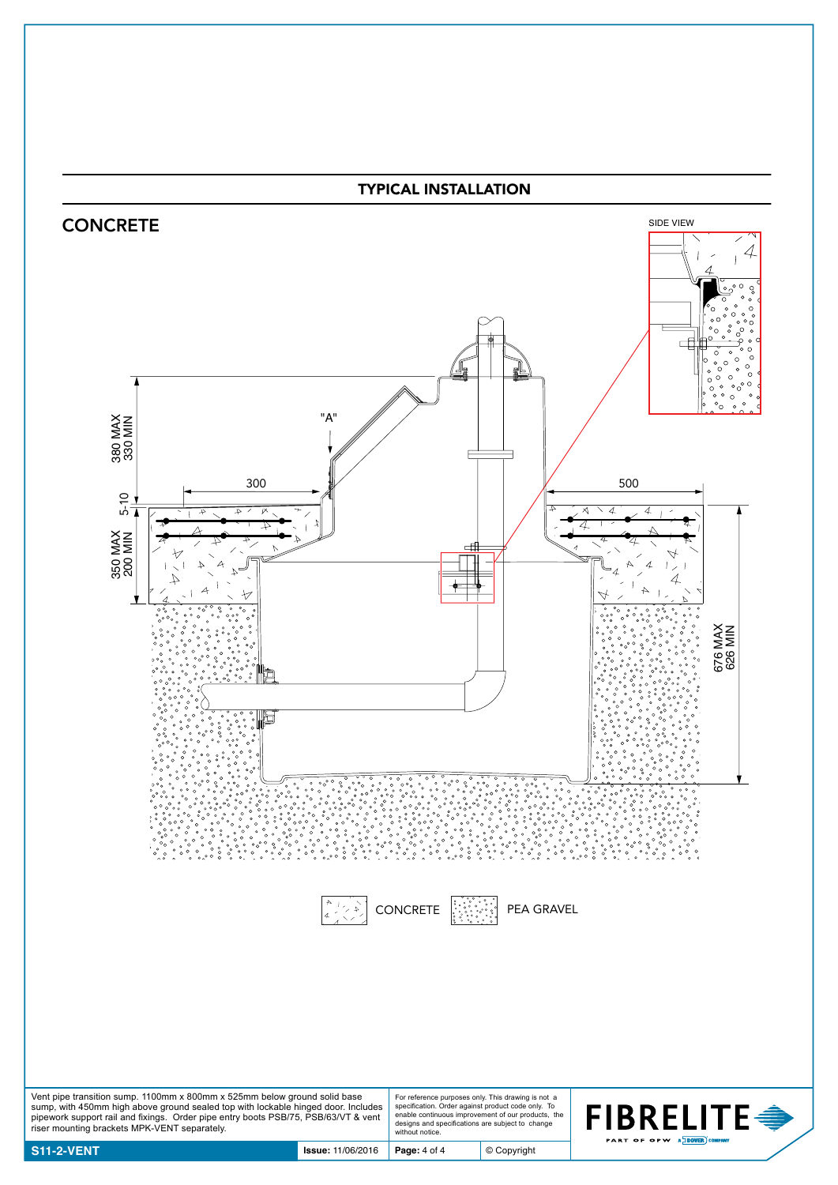# TYPICAL INSTALLATION

## CONCRETE

SIDE VIEW

"A"

300

500

380 MAX
330 MIN

5-10

350 MAX
200 MIN

676 MAX
626 MIN

CONCRETE

PEA GRAVEL

Vent pipe transition sump. 1100mm x 800mm x 525mm below ground solid base sump, with 450mm high above ground sealed top with lockable hinged door. Includes pipework support rail and fixings. Order pipe entry boots PSB/75, PSB/63/VT & vent riser mounting brackets MPK-VENT separately.

For reference purposes only. This drawing is not a specification. Order against product code only. To enable continuous improvement of our products, the designs and specifications are subject to change without notice.

**S11-2-VENT** | **Issue:** 11/06/2016 | © Copyright